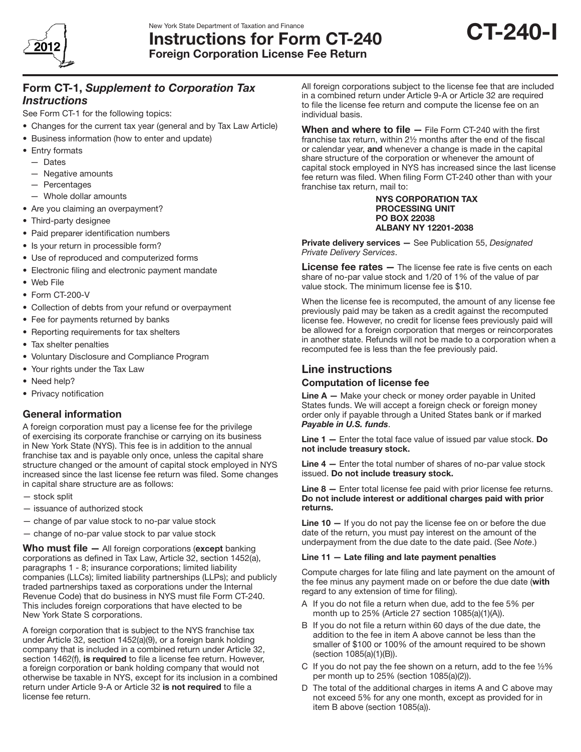New York State Department of Taxation and Finance

# Instructions for Form CT-240

**Foreign Corporation License Fee Return**

**CT-240-I**

2012

## Form CT-1, *Supplement to Corporation Tax Instructions*

See Form CT-1 for the following topics:

- Changes for the current tax year (general and by Tax Law Article)
- Business information (how to enter and update)
- Entry formats
  - — Dates
  - — Negative amounts
  - — Percentages
  - — Whole dollar amounts
- Are you claiming an overpayment?
- Third-party designee
- Paid preparer identification numbers
- Is your return in processible form?
- Use of reproduced and computerized forms
- Electronic filing and electronic payment mandate
- Web File
- Form CT-200-V
- Collection of debts from your refund or overpayment
- Fee for payments returned by banks
- Reporting requirements for tax shelters
- Tax shelter penalties
- Voluntary Disclosure and Compliance Program
- Your rights under the Tax Law
- Need help?
- Privacy notification

## General information

A foreign corporation must pay a license fee for the privilege of exercising its corporate franchise or carrying on its business in New York State (NYS). This fee is in addition to the annual franchise tax and is payable only once, unless the capital share structure changed or the amount of capital stock employed in NYS increased since the last license fee return was filed. Some changes in capital share structure are as follows:

— stock split

— issuance of authorized stock

— change of par value stock to no-par value stock

— change of no-par value stock to par value stock

**Who must file —** All foreign corporations (**except** banking corporations as defined in Tax Law, Article 32, section 1452(a), paragraphs 1 - 8; insurance corporations; limited liability companies (LLCs); limited liability partnerships (LLPs); and publicly traded partnerships taxed as corporations under the Internal Revenue Code) that do business in NYS must file Form CT-240. This includes foreign corporations that have elected to be New York State S corporations.

A foreign corporation that is subject to the NYS franchise tax under Article 32, section 1452(a)(9), or a foreign bank holding company that is included in a combined return under Article 32, section 1462(f), **is required** to file a license fee return. However, a foreign corporation or bank holding company that would not otherwise be taxable in NYS, except for its inclusion in a combined return under Article 9-A or Article 32 **is not required** to file a license fee return.

All foreign corporations subject to the license fee that are included in a combined return under Article 9-A or Article 32 are required to file the license fee return and compute the license fee on an individual basis.

**When and where to file —** File Form CT-240 with the first franchise tax return, within 2½ months after the end of the fiscal or calendar year, **and** whenever a change is made in the capital share structure of the corporation or whenever the amount of capital stock employed in NYS has increased since the last license fee return was filed. When filing Form CT-240 other than with your franchise tax return, mail to:

**NYS CORPORATION TAX**
**PROCESSING UNIT**
**PO BOX 22038**
**ALBANY NY 12201-2038**

**Private delivery services —** See Publication 55, *Designated Private Delivery Services*.

**License fee rates —** The license fee rate is five cents on each share of no-par value stock and 1/20 of 1% of the value of par value stock. The minimum license fee is $10.

When the license fee is recomputed, the amount of any license fee previously paid may be taken as a credit against the recomputed license fee. However, no credit for license fees previously paid will be allowed for a foreign corporation that merges or reincorporates in another state. Refunds will not be made to a corporation when a recomputed fee is less than the fee previously paid.

## Line instructions

### Computation of license fee

**Line A —** Make your check or money order payable in United States funds. We will accept a foreign check or foreign money order only if payable through a United States bank or if marked ***Payable in U.S. funds***.

**Line 1 —** Enter the total face value of issued par value stock. **Do not include treasury stock.**

**Line 4 —** Enter the total number of shares of no-par value stock issued. **Do not include treasury stock.**

**Line 8 —** Enter total license fee paid with prior license fee returns. **Do not include interest or additional charges paid with prior returns.**

**Line 10 —** If you do not pay the license fee on or before the due date of the return, you must pay interest on the amount of the underpayment from the due date to the date paid. (See *Note*.)

**Line 11 — Late filing and late payment penalties**

Compute charges for late filing and late payment on the amount of the fee minus any payment made on or before the due date (**with** regard to any extension of time for filing).

A If you do not file a return when due, add to the fee 5% per month up to 25% (Article 27 section 1085(a)(1)(A)).

B If you do not file a return within 60 days of the due date, the addition to the fee in item A above cannot be less than the smaller of $100 or 100% of the amount required to be shown (section 1085(a)(1)(B)).

C If you do not pay the fee shown on a return, add to the fee ½% per month up to 25% (section 1085(a)(2)).

D The total of the additional charges in items A and C above may not exceed 5% for any one month, except as provided for in item B above (section 1085(a)).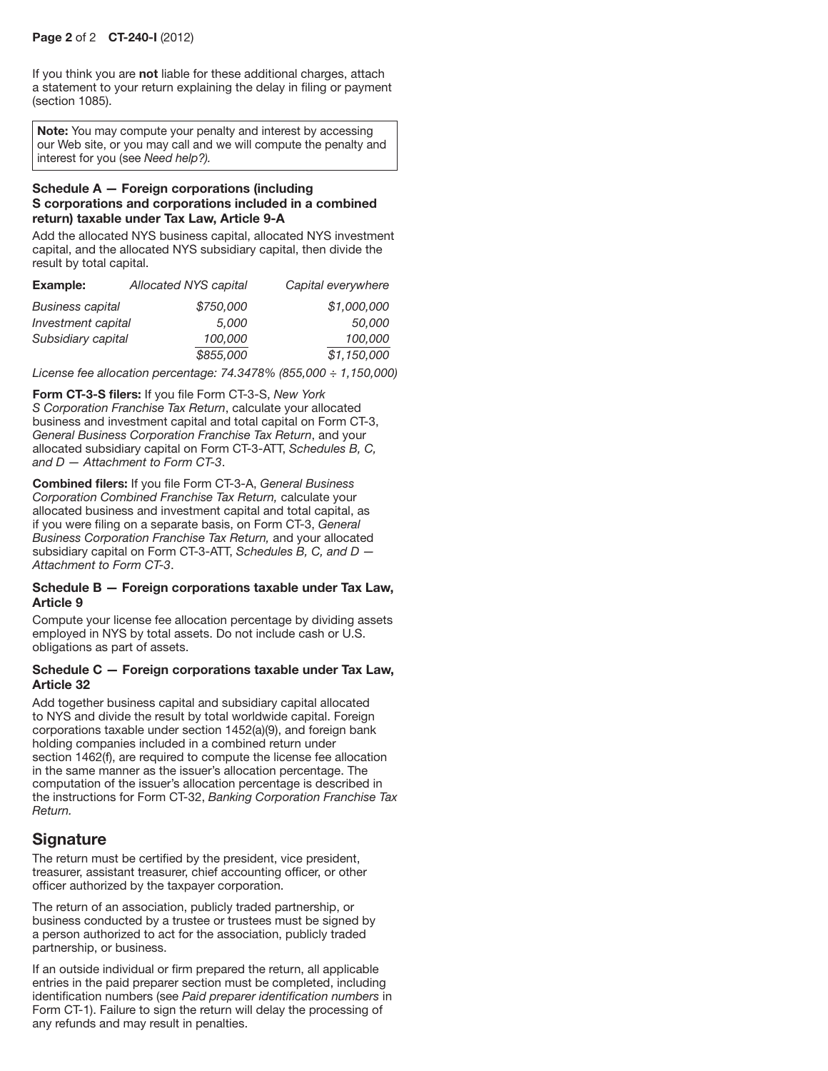If you think you are **not** liable for these additional charges, attach a statement to your return explaining the delay in filing or payment (section 1085).

**Note:** You may compute your penalty and interest by accessing our Web site, or you may call and we will compute the penalty and interest for you (see *Need help?).*

### Schedule A — Foreign corporations (including S corporations and corporations included in a combined return) taxable under Tax Law, Article 9-A

Add the allocated NYS business capital, allocated NYS investment capital, and the allocated NYS subsidiary capital, then divide the result by total capital.

| **Example:** | *Allocated NYS capital* | *Capital everywhere* |
|---|---|---|
| *Business capital* | *$750,000* | *$1,000,000* |
| *Investment capital* | *5,000* | *50,000* |
| *Subsidiary capital* | *100,000* | *100,000* |
| | *$855,000* | *$1,150,000* |

*License fee allocation percentage: 74.3478% (855,000 ÷ 1,150,000)*

**Form CT-3-S filers:** If you file Form CT-3-S, *New York S Corporation Franchise Tax Return*, calculate your allocated business and investment capital and total capital on Form CT-3, *General Business Corporation Franchise Tax Return*, and your allocated subsidiary capital on Form CT-3-ATT, *Schedules B, C, and D — Attachment to Form CT-3*.

**Combined filers:** If you file Form CT-3-A, *General Business Corporation Combined Franchise Tax Return,* calculate your allocated business and investment capital and total capital, as if you were filing on a separate basis, on Form CT-3, *General Business Corporation Franchise Tax Return,* and your allocated subsidiary capital on Form CT-3-ATT, *Schedules B, C, and D — Attachment to Form CT-3*.

### Schedule B — Foreign corporations taxable under Tax Law, Article 9

Compute your license fee allocation percentage by dividing assets employed in NYS by total assets. Do not include cash or U.S. obligations as part of assets.

### Schedule C — Foreign corporations taxable under Tax Law, Article 32

Add together business capital and subsidiary capital allocated to NYS and divide the result by total worldwide capital. Foreign corporations taxable under section 1452(a)(9), and foreign bank holding companies included in a combined return under section 1462(f), are required to compute the license fee allocation in the same manner as the issuer's allocation percentage. The computation of the issuer's allocation percentage is described in the instructions for Form CT-32, *Banking Corporation Franchise Tax Return.*

## Signature

The return must be certified by the president, vice president, treasurer, assistant treasurer, chief accounting officer, or other officer authorized by the taxpayer corporation.

The return of an association, publicly traded partnership, or business conducted by a trustee or trustees must be signed by a person authorized to act for the association, publicly traded partnership, or business.

If an outside individual or firm prepared the return, all applicable entries in the paid preparer section must be completed, including identification numbers (see *Paid preparer identification numbers* in Form CT-1). Failure to sign the return will delay the processing of any refunds and may result in penalties.